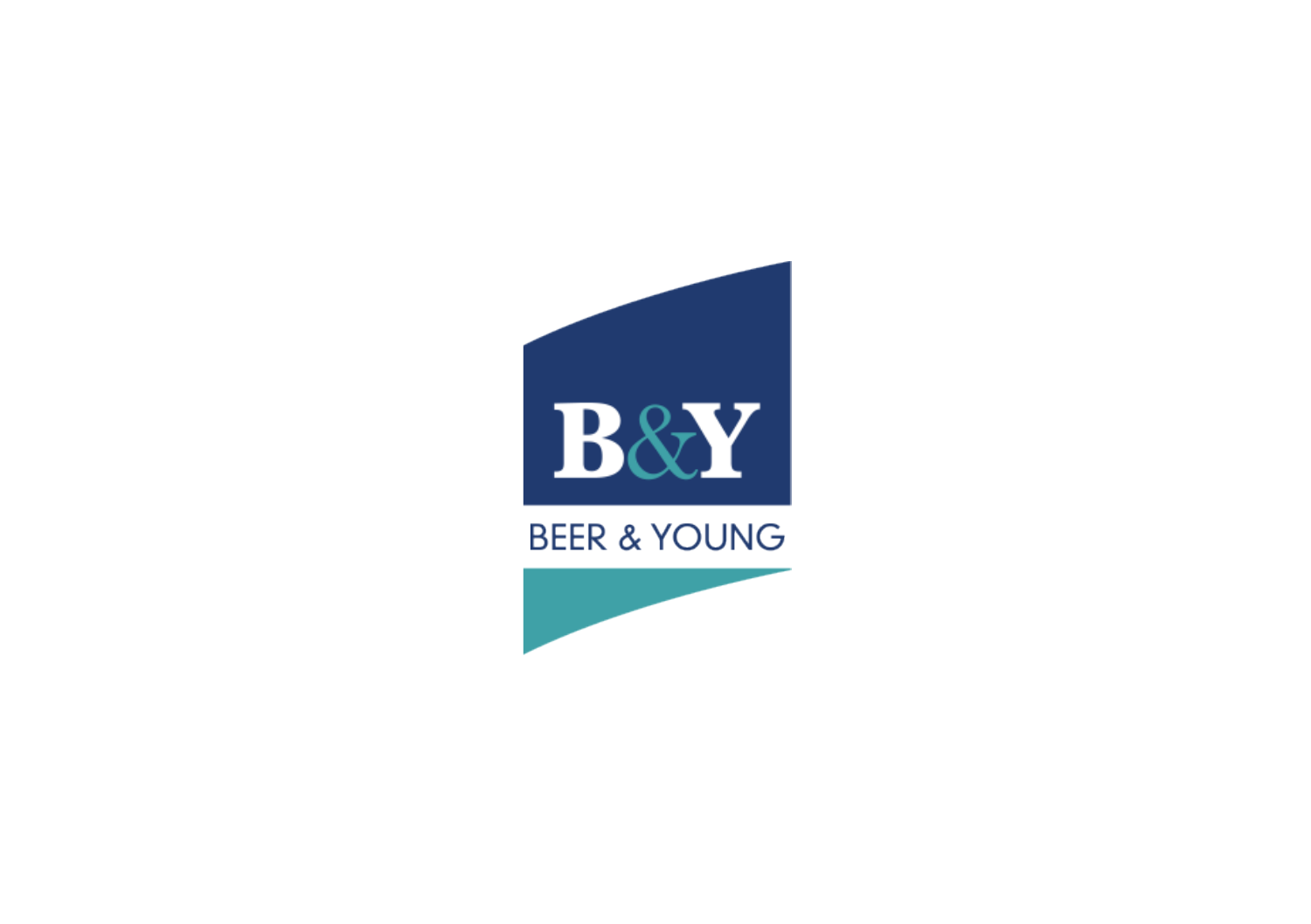B&Y

BEER & YOUNG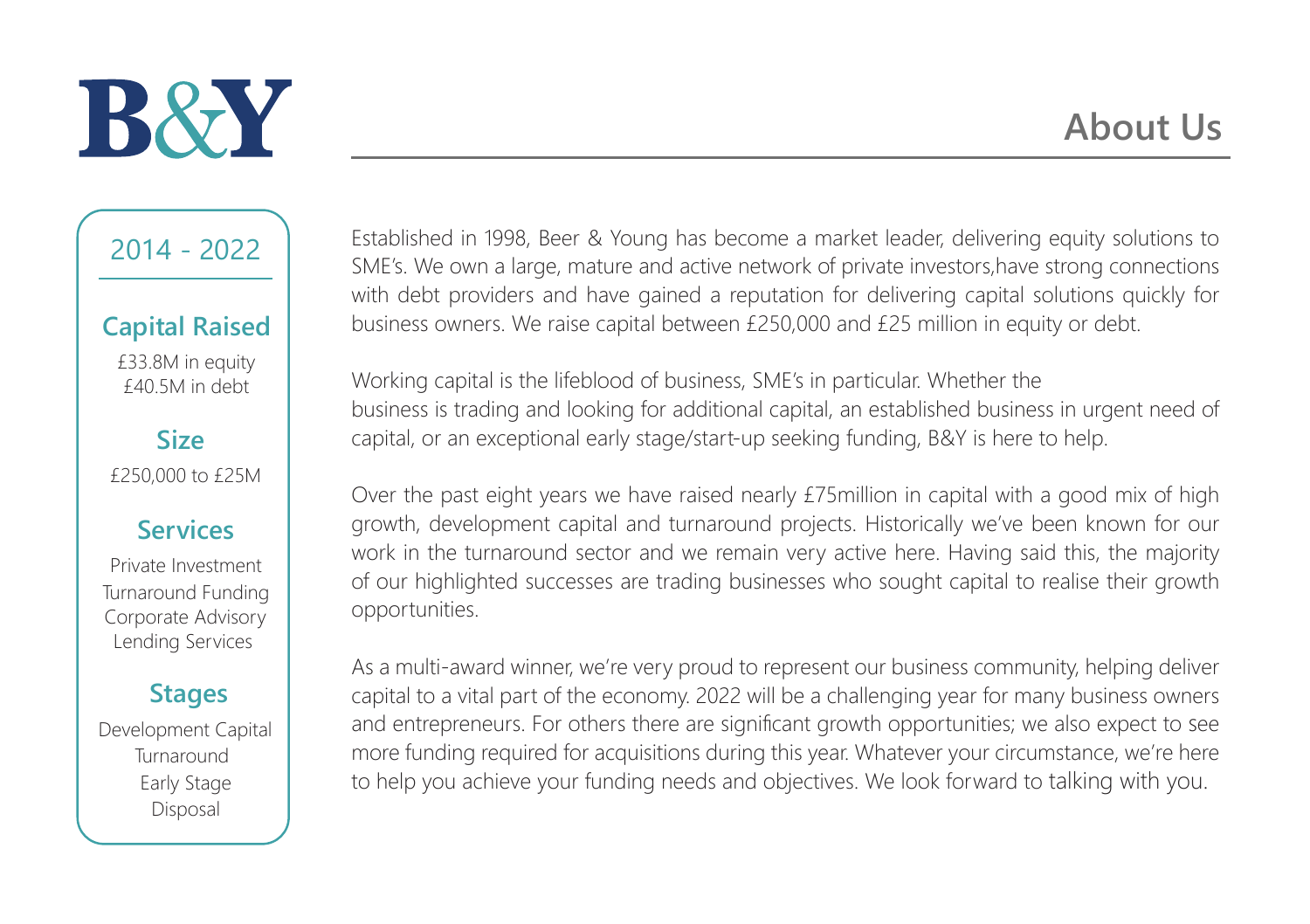B&Y

# About Us

## 2014 - 2022

### Capital Raised

£33.8M in equity
£40.5M in debt

### Size

£250,000 to £25M

### Services

Private Investment
Turnaround Funding
Corporate Advisory
Lending Services

### Stages

Development Capital
Turnaround
Early Stage
Disposal

Established in 1998, Beer & Young has become a market leader, delivering equity solutions to SME's. We own a large, mature and active network of private investors,have strong connections with debt providers and have gained a reputation for delivering capital solutions quickly for business owners. We raise capital between £250,000 and £25 million in equity or debt.

Working capital is the lifeblood of business, SME's in particular. Whether the business is trading and looking for additional capital, an established business in urgent need of capital, or an exceptional early stage/start-up seeking funding, B&Y is here to help.

Over the past eight years we have raised nearly £75million in capital with a good mix of high growth, development capital and turnaround projects. Historically we've been known for our work in the turnaround sector and we remain very active here. Having said this, the majority of our highlighted successes are trading businesses who sought capital to realise their growth opportunities.

As a multi-award winner, we're very proud to represent our business community, helping deliver capital to a vital part of the economy. 2022 will be a challenging year for many business owners and entrepreneurs. For others there are significant growth opportunities; we also expect to see more funding required for acquisitions during this year. Whatever your circumstance, we're here to help you achieve your funding needs and objectives. We look forward to talking with you.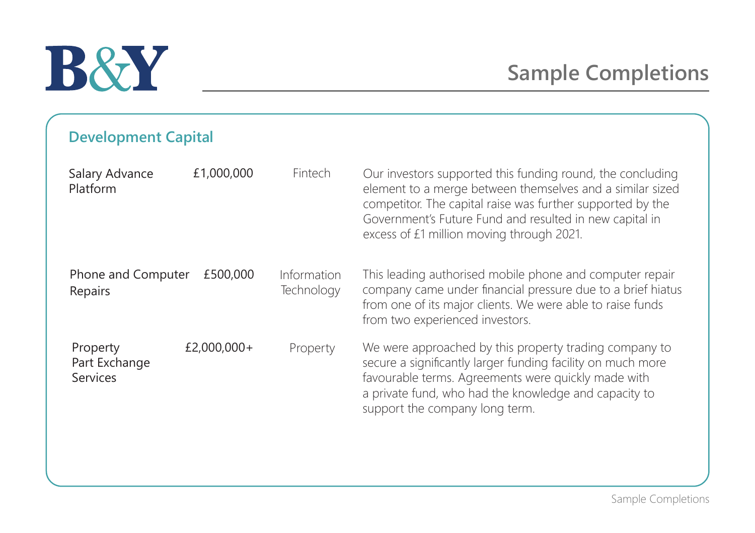# Sample Completions

## Development Capital

| Company | Amount | Sector | Description |
|---|---|---|---|
| Salary Advance Platform | £1,000,000 | Fintech | Our investors supported this funding round, the concluding element to a merge between themselves and a similar sized competitor. The capital raise was further supported by the Government's Future Fund and resulted in new capital in excess of £1 million moving through 2021. |
| Phone and Computer Repairs | £500,000 | Information Technology | This leading authorised mobile phone and computer repair company came under financial pressure due to a brief hiatus from one of its major clients. We were able to raise funds from two experienced investors. |
| Property Part Exchange Services | £2,000,000+ | Property | We were approached by this property trading company to secure a significantly larger funding facility on much more favourable terms. Agreements were quickly made with a private fund, who had the knowledge and capacity to support the company long term. |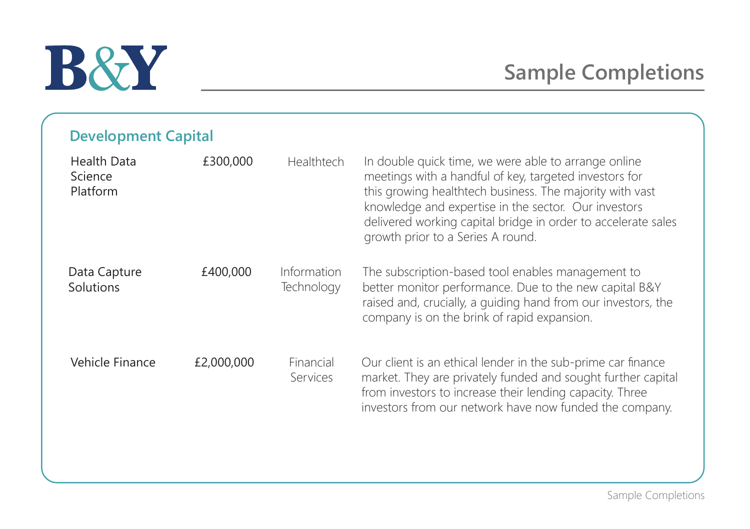# Sample Completions

## Development Capital

| Company | Amount | Sector | Description |
|---|---|---|---|
| Health Data Science Platform | £300,000 | Healthtech | In double quick time, we were able to arrange online meetings with a handful of key, targeted investors for this growing healthtech business. The majority with vast knowledge and expertise in the sector. Our investors delivered working capital bridge in order to accelerate sales growth prior to a Series A round. |
| Data Capture Solutions | £400,000 | Information Technology | The subscription-based tool enables management to better monitor performance. Due to the new capital B&Y raised and, crucially, a guiding hand from our investors, the company is on the brink of rapid expansion. |
| Vehicle Finance | £2,000,000 | Financial Services | Our client is an ethical lender in the sub-prime car finance market. They are privately funded and sought further capital from investors to increase their lending capacity. Three investors from our network have now funded the company. |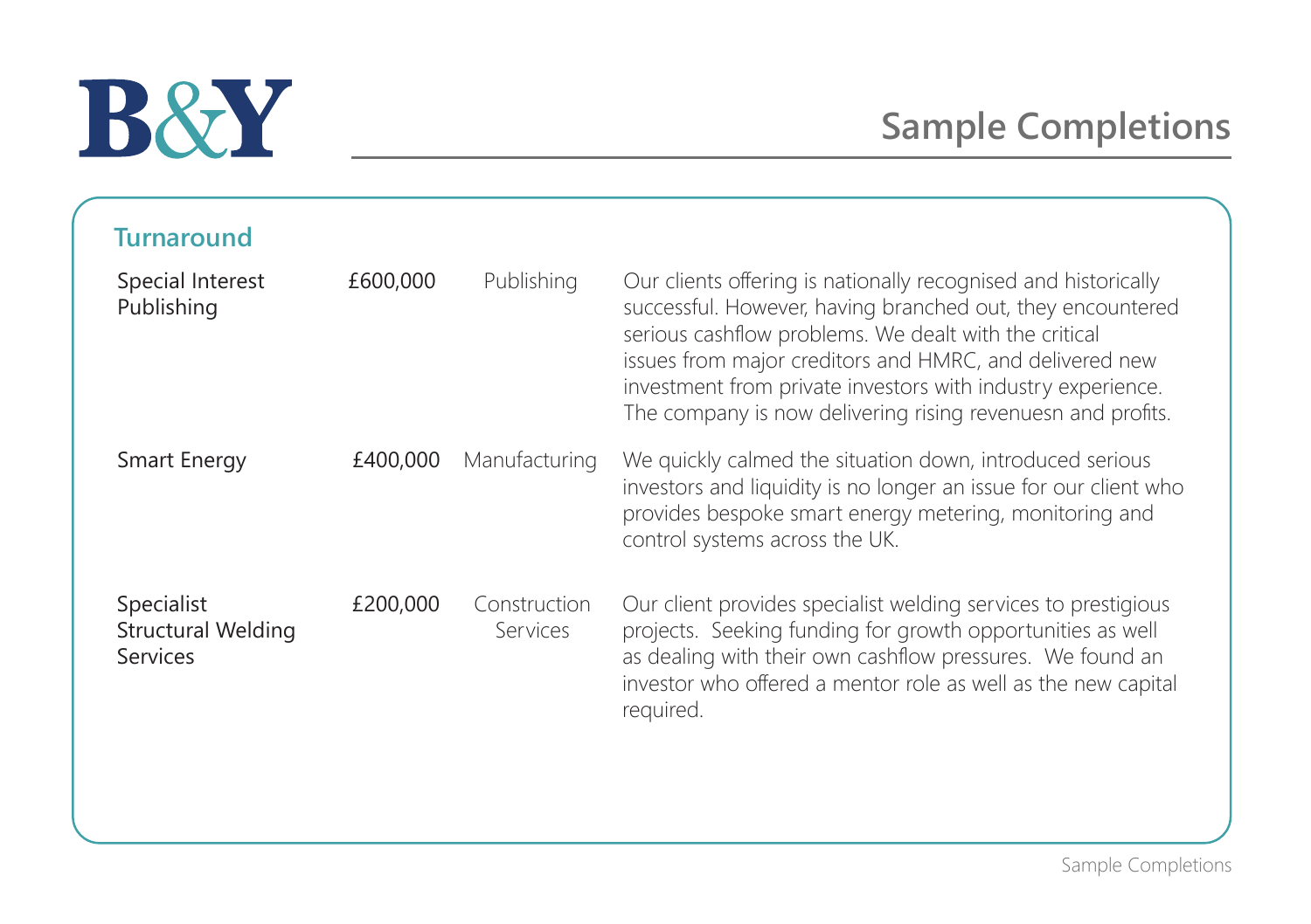B&Y

# Sample Completions

## Turnaround

| | | | |
|---|---|---|---|
| Special Interest Publishing | £600,000 | Publishing | Our clients offering is nationally recognised and historically successful. However, having branched out, they encountered serious cashflow problems. We dealt with the critical issues from major creditors and HMRC, and delivered new investment from private investors with industry experience. The company is now delivering rising revenuesn and profits. |
| Smart Energy | £400,000 | Manufacturing | We quickly calmed the situation down, introduced serious investors and liquidity is no longer an issue for our client who provides bespoke smart energy metering, monitoring and control systems across the UK. |
| Specialist Structural Welding Services | £200,000 | Construction Services | Our client provides specialist welding services to prestigious projects. Seeking funding for growth opportunities as well as dealing with their own cashflow pressures. We found an investor who offered a mentor role as well as the new capital required. |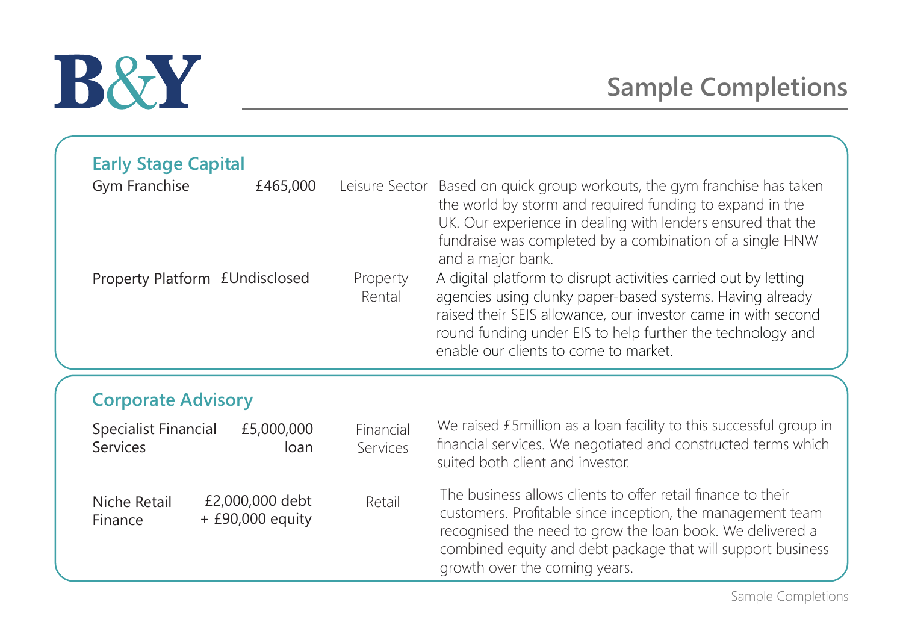# Sample Completions

## Early Stage Capital

| | | | |
|---|---|---|---|
| Gym Franchise | £465,000 | Leisure Sector | Based on quick group workouts, the gym franchise has taken the world by storm and required funding to expand in the UK. Our experience in dealing with lenders ensured that the fundraise was completed by a combination of a single HNW and a major bank. |
| Property Platform | £Undisclosed | Property Rental | A digital platform to disrupt activities carried out by letting agencies using clunky paper-based systems. Having already raised their SEIS allowance, our investor came in with second round funding under EIS to help further the technology and enable our clients to come to market. |

## Corporate Advisory

| | | | |
|---|---|---|---|
| Specialist Financial Services | £5,000,000 loan | Financial Services | We raised £5million as a loan facility to this successful group in financial services. We negotiated and constructed terms which suited both client and investor. |
| Niche Retail Finance | £2,000,000 debt + £90,000 equity | Retail | The business allows clients to offer retail finance to their customers. Profitable since inception, the management team recognised the need to grow the loan book. We delivered a combined equity and debt package that will support business growth over the coming years. |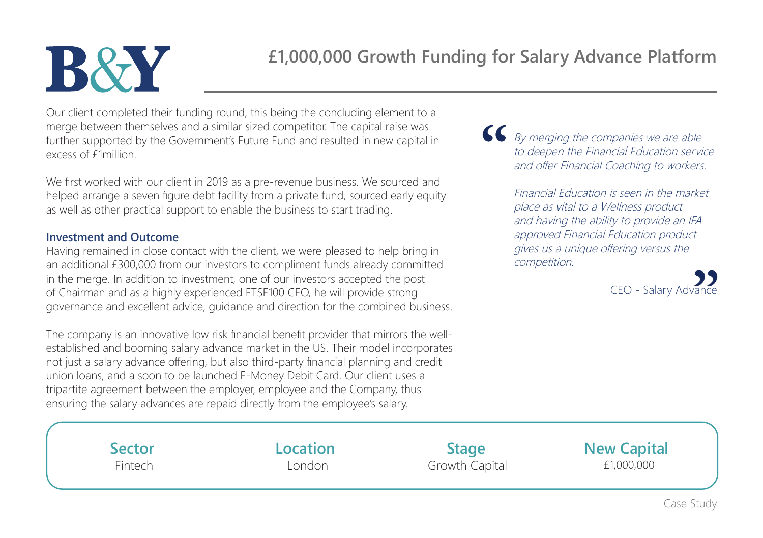B&Y

# £1,000,000 Growth Funding for Salary Advance Platform

Our client completed their funding round, this being the concluding element to a merge between themselves and a similar sized competitor. The capital raise was further supported by the Government's Future Fund and resulted in new capital in excess of £1million.

We first worked with our client in 2019 as a pre-revenue business. We sourced and helped arrange a seven figure debt facility from a private fund, sourced early equity as well as other practical support to enable the business to start trading.

### Investment and Outcome

Having remained in close contact with the client, we were pleased to help bring in an additional £300,000 from our investors to compliment funds already committed in the merge. In addition to investment, one of our investors accepted the post of Chairman and as a highly experienced FTSE100 CEO, he will provide strong governance and excellent advice, guidance and direction for the combined business.

The company is an innovative low risk financial benefit provider that mirrors the well-established and booming salary advance market in the US. Their model incorporates not just a salary advance offering, but also third-party financial planning and credit union loans, and a soon to be launched E-Money Debit Card. Our client uses a tripartite agreement between the employer, employee and the Company, thus ensuring the salary advances are repaid directly from the employee's salary.

> *By merging the companies we are able to deepen the Financial Education service and offer Financial Coaching to workers.*
>
> *Financial Education is seen in the market place as vital to a Wellness product and having the ability to provide an IFA approved Financial Education product gives us a unique offering versus the competition.*
>
> CEO - Salary Advance

| Sector | Location | Stage | New Capital |
|---|---|---|---|
| Fintech | London | Growth Capital | £1,000,000 |

Case Study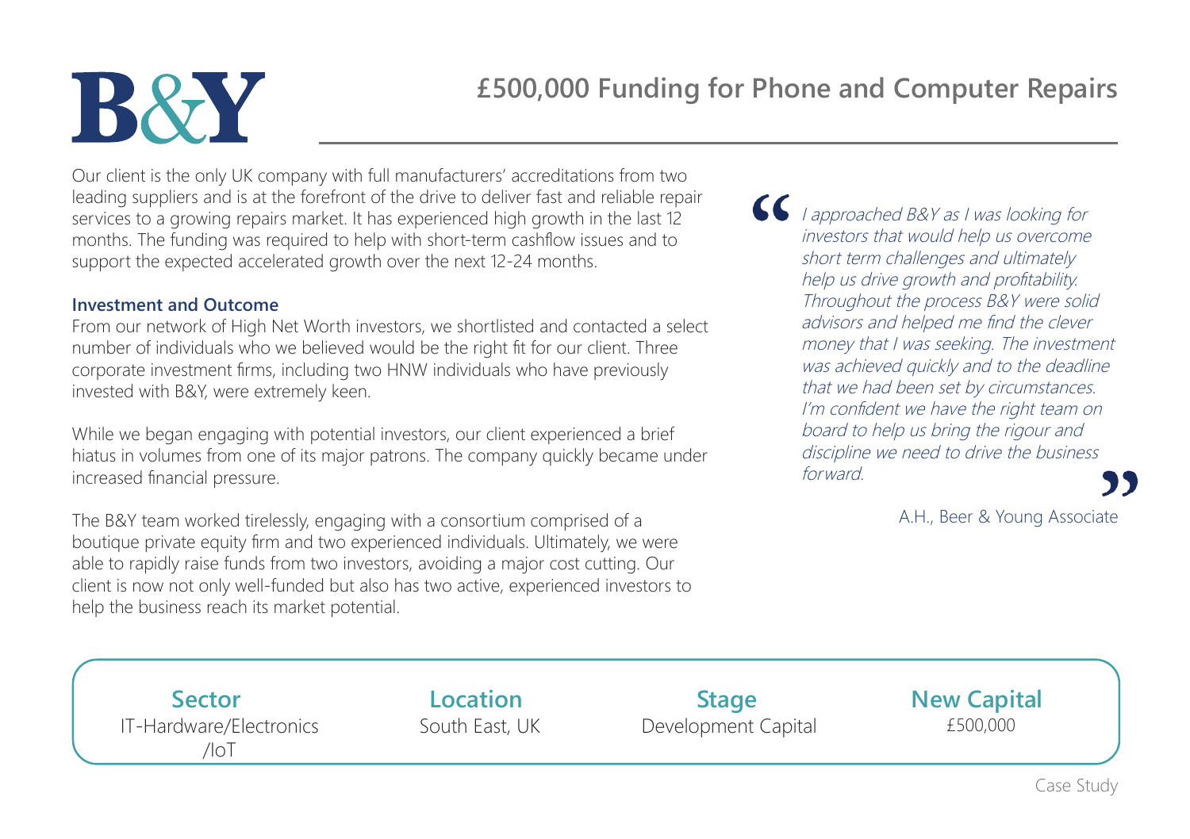B&Y

# £500,000 Funding for Phone and Computer Repairs

Our client is the only UK company with full manufacturers' accreditations from two leading suppliers and is at the forefront of the drive to deliver fast and reliable repair services to a growing repairs market. It has experienced high growth in the last 12 months. The funding was required to help with short-term cashflow issues and to support the expected accelerated growth over the next 12-24 months.

### Investment and Outcome

From our network of High Net Worth investors, we shortlisted and contacted a select number of individuals who we believed would be the right fit for our client. Three corporate investment firms, including two HNW individuals who have previously invested with B&Y, were extremely keen.

While we began engaging with potential investors, our client experienced a brief hiatus in volumes from one of its major patrons. The company quickly became under increased financial pressure.

The B&Y team worked tirelessly, engaging with a consortium comprised of a boutique private equity firm and two experienced individuals. Ultimately, we were able to rapidly raise funds from two investors, avoiding a major cost cutting. Our client is now not only well-funded but also has two active, experienced investors to help the business reach its market potential.

> *"I approached B&Y as I was looking for investors that would help us overcome short term challenges and ultimately help us drive growth and profitability. Throughout the process B&Y were solid advisors and helped me find the clever money that I was seeking. The investment was achieved quickly and to the deadline that we had been set by circumstances. I'm confident we have the right team on board to help us bring the rigour and discipline we need to drive the business forward."*
>
> A.H., Beer & Young Associate

| Sector | Location | Stage | New Capital |
| --- | --- | --- | --- |
| IT-Hardware/Electronics /IoT | South East, UK | Development Capital | £500,000 |

Case Study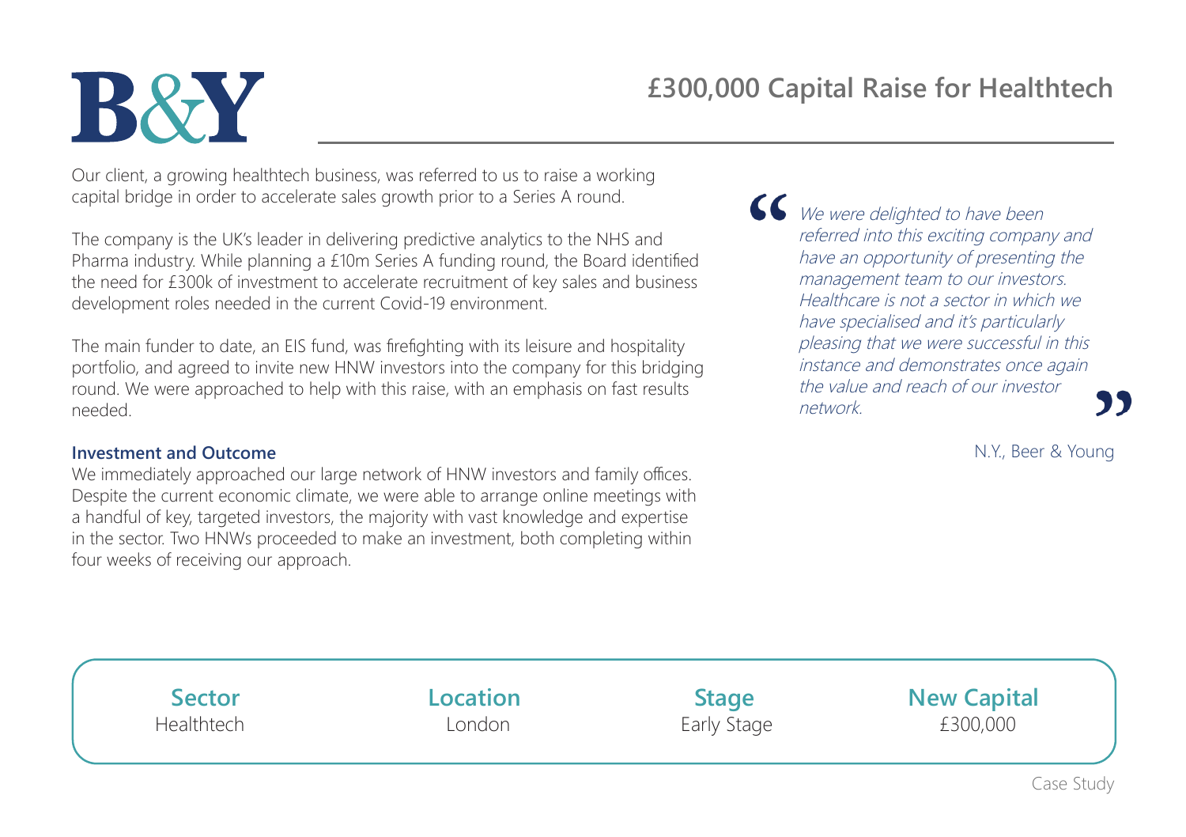B&Y

# £300,000 Capital Raise for Healthtech

Our client, a growing healthtech business, was referred to us to raise a working capital bridge in order to accelerate sales growth prior to a Series A round.

The company is the UK's leader in delivering predictive analytics to the NHS and Pharma industry. While planning a £10m Series A funding round, the Board identified the need for £300k of investment to accelerate recruitment of key sales and business development roles needed in the current Covid-19 environment.

The main funder to date, an EIS fund, was firefighting with its leisure and hospitality portfolio, and agreed to invite new HNW investors into the company for this bridging round. We were approached to help with this raise, with an emphasis on fast results needed.

### Investment and Outcome

We immediately approached our large network of HNW investors and family offices. Despite the current economic climate, we were able to arrange online meetings with a handful of key, targeted investors, the majority with vast knowledge and expertise in the sector. Two HNWs proceeded to make an investment, both completing within four weeks of receiving our approach.

> *"We were delighted to have been referred into this exciting company and have an opportunity of presenting the management team to our investors. Healthcare is not a sector in which we have specialised and it's particularly pleasing that we were successful in this instance and demonstrates once again the value and reach of our investor network."*
>
> N.Y., Beer & Young

| Sector | Location | Stage | New Capital |
|---|---|---|---|
| Healthtech | London | Early Stage | £300,000 |

Case Study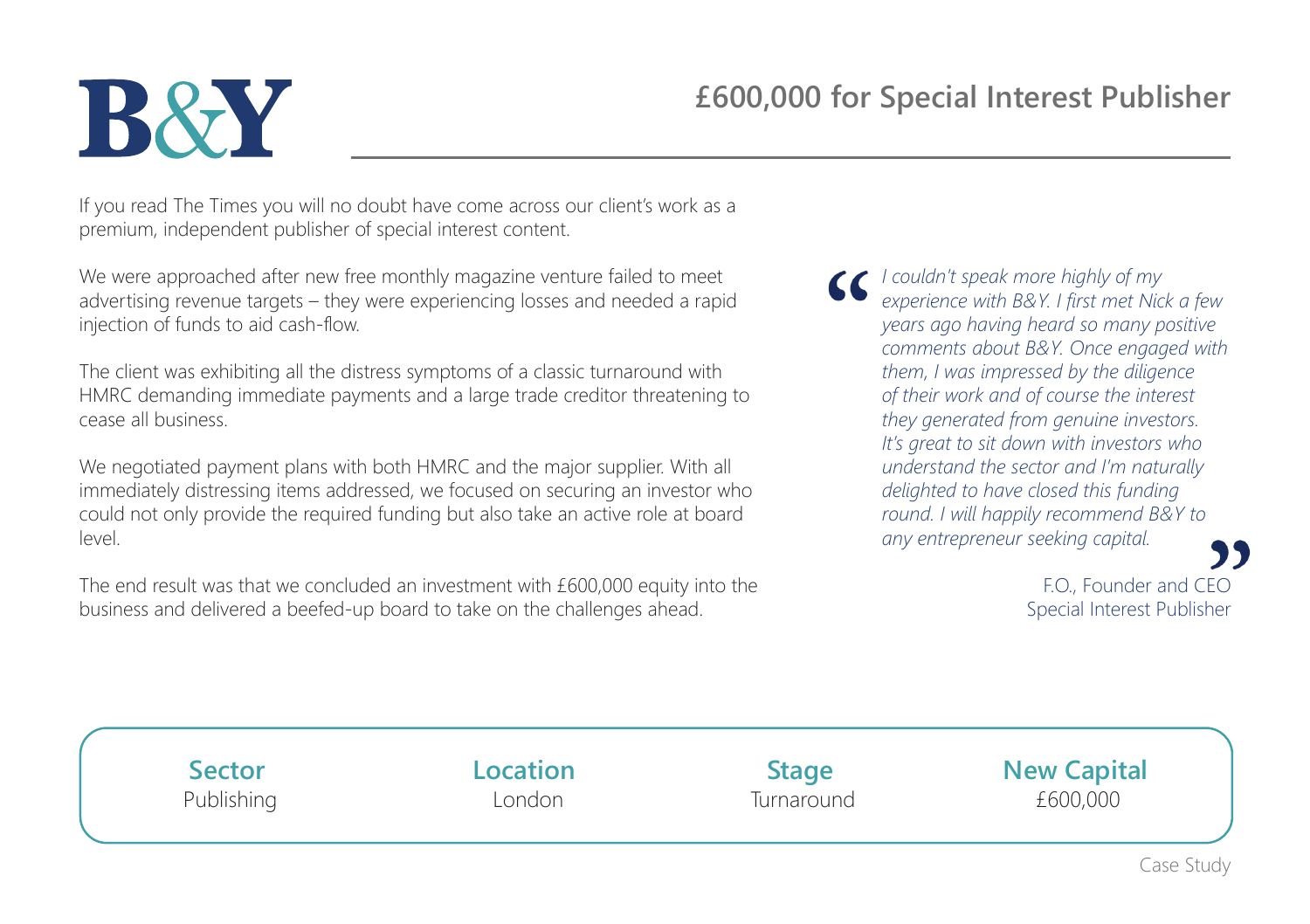B&Y

# £600,000 for Special Interest Publisher

If you read The Times you will no doubt have come across our client's work as a premium, independent publisher of special interest content.

We were approached after new free monthly magazine venture failed to meet advertising revenue targets – they were experiencing losses and needed a rapid injection of funds to aid cash-flow.

The client was exhibiting all the distress symptoms of a classic turnaround with HMRC demanding immediate payments and a large trade creditor threatening to cease all business.

We negotiated payment plans with both HMRC and the major supplier. With all immediately distressing items addressed, we focused on securing an investor who could not only provide the required funding but also take an active role at board level.

The end result was that we concluded an investment with £600,000 equity into the business and delivered a beefed-up board to take on the challenges ahead.

> *"I couldn't speak more highly of my experience with B&Y. I first met Nick a few years ago having heard so many positive comments about B&Y. Once engaged with them, I was impressed by the diligence of their work and of course the interest they generated from genuine investors. It's great to sit down with investors who understand the sector and I'm naturally delighted to have closed this funding round. I will happily recommend B&Y to any entrepreneur seeking capital."*
>
> F.O., Founder and CEO
> Special Interest Publisher

| Sector | Location | Stage | New Capital |
|---|---|---|---|
| Publishing | London | Turnaround | £600,000 |

Case Study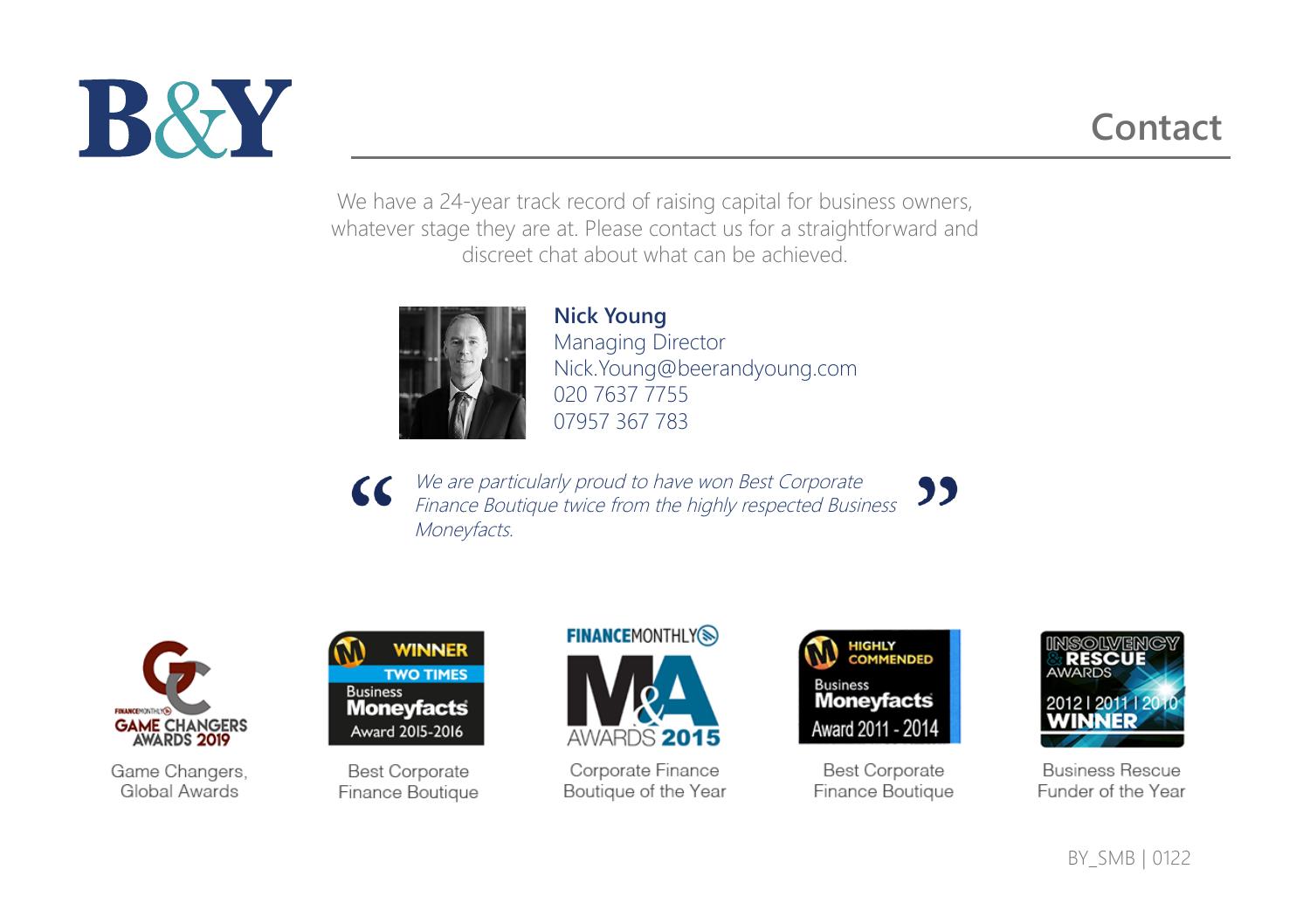# Contact

We have a 24-year track record of raising capital for business owners, whatever stage they are at. Please contact us for a straightforward and discreet chat about what can be achieved.

**Nick Young**
Managing Director
Nick.Young@beerandyoung.com
020 7637 7755
07957 367 783

> *We are particularly proud to have won Best Corporate Finance Boutique twice from the highly respected Business Moneyfacts.*

Game Changers, Global Awards

Best Corporate Finance Boutique

Corporate Finance Boutique of the Year

Best Corporate Finance Boutique

Business Rescue Funder of the Year

BY_SMB | 0122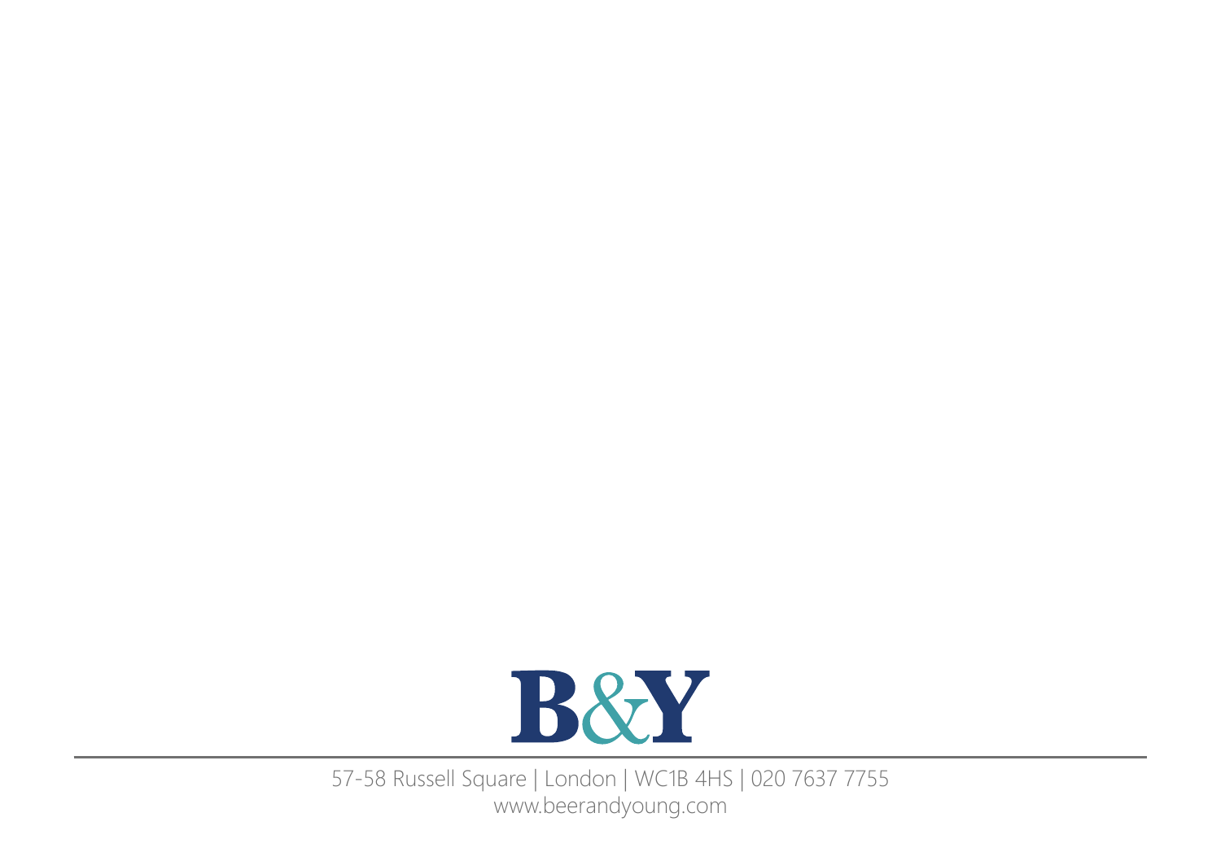B&Y

57-58 Russell Square | London | WC1B 4HS | 020 7637 7755
www.beerandyoung.com